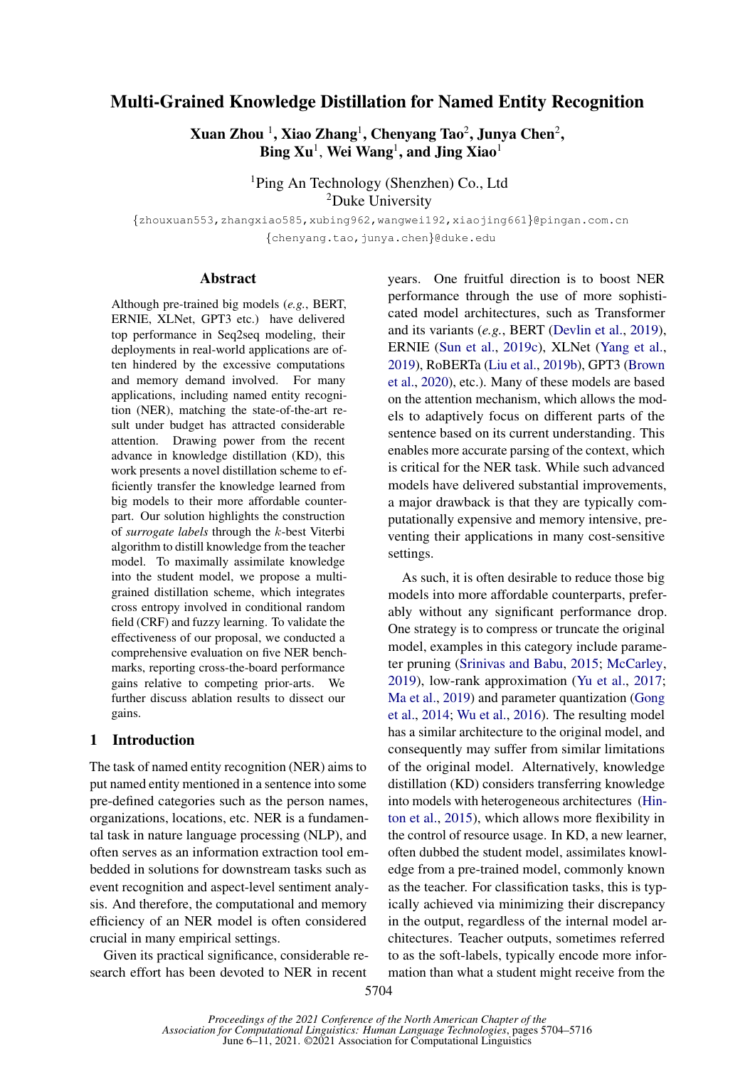# Multi-Grained Knowledge Distillation for Named Entity Recognition

**Xuan Zhou** [1], **Xiao Zhang**[1], **Chenyang Tao**[2], **Junya Chen**[2], **Bing Xu**[1], **Wei Wang**[1], **and Jing Xiao**[1]

[1]Ping An Technology (Shenzhen) Co., Ltd
[2]Duke University

{zhouxuan553,zhangxiao585,xubing962,wangwei192,xiaojing661}@pingan.com.cn
{chenyang.tao,junya.chen}@duke.edu

## Abstract

Although pre-trained big models (*e.g.*, BERT, ERNIE, XLNet, GPT3 etc.) have delivered top performance in Seq2seq modeling, their deployments in real-world applications are often hindered by the excessive computations and memory demand involved. For many applications, including named entity recognition (NER), matching the state-of-the-art result under budget has attracted considerable attention. Drawing power from the recent advance in knowledge distillation (KD), this work presents a novel distillation scheme to efficiently transfer the knowledge learned from big models to their more affordable counterpart. Our solution highlights the construction of *surrogate labels* through the $k$-best Viterbi algorithm to distill knowledge from the teacher model. To maximally assimilate knowledge into the student model, we propose a multi-grained distillation scheme, which integrates cross entropy involved in conditional random field (CRF) and fuzzy learning. To validate the effectiveness of our proposal, we conducted a comprehensive evaluation on five NER benchmarks, reporting cross-the-board performance gains relative to competing prior-arts. We further discuss ablation results to dissect our gains.

## 1 Introduction

The task of named entity recognition (NER) aims to put named entity mentioned in a sentence into some pre-defined categories such as the person names, organizations, locations, etc. NER is a fundamental task in nature language processing (NLP), and often serves as an information extraction tool embedded in solutions for downstream tasks such as event recognition and aspect-level sentiment analysis. And therefore, the computational and memory efficiency of an NER model is often considered crucial in many empirical settings.

Given its practical significance, considerable research effort has been devoted to NER in recent years. One fruitful direction is to boost NER performance through the use of more sophisticated model architectures, such as Transformer and its variants (*e.g.*, BERT (Devlin et al., 2019), ERNIE (Sun et al., 2019c), XLNet (Yang et al., 2019), RoBERTa (Liu et al., 2019b), GPT3 (Brown et al., 2020), etc.). Many of these models are based on the attention mechanism, which allows the models to adaptively focus on different parts of the sentence based on its current understanding. This enables more accurate parsing of the context, which is critical for the NER task. While such advanced models have delivered substantial improvements, a major drawback is that they are typically computationally expensive and memory intensive, preventing their applications in many cost-sensitive settings.

As such, it is often desirable to reduce those big models into more affordable counterparts, preferably without any significant performance drop. One strategy is to compress or truncate the original model, examples in this category include parameter pruning (Srinivas and Babu, 2015; McCarley, 2019), low-rank approximation (Yu et al., 2017; Ma et al., 2019) and parameter quantization (Gong et al., 2014; Wu et al., 2016). The resulting model has a similar architecture to the original model, and consequently may suffer from similar limitations of the original model. Alternatively, knowledge distillation (KD) considers transferring knowledge into models with heterogeneous architectures (Hinton et al., 2015), which allows more flexibility in the control of resource usage. In KD, a new learner, often dubbed the student model, assimilates knowledge from a pre-trained model, commonly known as the teacher. For classification tasks, this is typically achieved via minimizing their discrepancy in the output, regardless of the internal model architectures. Teacher outputs, sometimes referred to as the soft-labels, typically encode more information than what a student might receive from the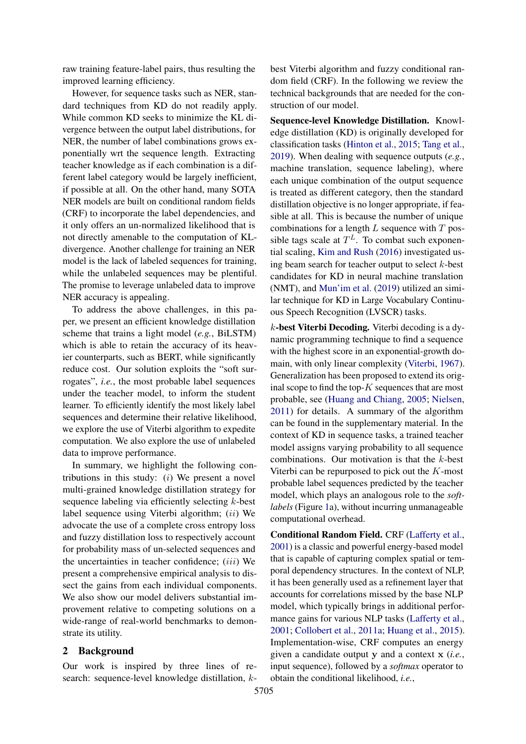raw training feature-label pairs, thus resulting the improved learning efficiency.

However, for sequence tasks such as NER, standard techniques from KD do not readily apply. While common KD seeks to minimize the KL divergence between the output label distributions, for NER, the number of label combinations grows exponentially wrt the sequence length. Extracting teacher knowledge as if each combination is a different label category would be largely inefficient, if possible at all. On the other hand, many SOTA NER models are built on conditional random fields (CRF) to incorporate the label dependencies, and it only offers an un-normalized likelihood that is not directly amenable to the computation of KL-divergence. Another challenge for training an NER model is the lack of labeled sequences for training, while the unlabeled sequences may be plentiful. The promise to leverage unlabeled data to improve NER accuracy is appealing.

To address the above challenges, in this paper, we present an efficient knowledge distillation scheme that trains a light model (*e.g.*, BiLSTM) which is able to retain the accuracy of its heavier counterparts, such as BERT, while significantly reduce cost. Our solution exploits the "soft surrogates", *i.e.*, the most probable label sequences under the teacher model, to inform the student learner. To efficiently identify the most likely label sequences and determine their relative likelihood, we explore the use of Viterbi algorithm to expedite computation. We also explore the use of unlabeled data to improve performance.

In summary, we highlight the following contributions in this study: $(i)$ We present a novel multi-grained knowledge distillation strategy for sequence labeling via efficiently selecting $k$-best label sequence using Viterbi algorithm; $(ii)$ We advocate the use of a complete cross entropy loss and fuzzy distillation loss to respectively account for probability mass of un-selected sequences and the uncertainties in teacher confidence; $(iii)$ We present a comprehensive empirical analysis to dissect the gains from each individual components. We also show our model delivers substantial improvement relative to competing solutions on a wide-range of real-world benchmarks to demonstrate its utility.

## 2 Background

Our work is inspired by three lines of research: sequence-level knowledge distillation, $k$-best Viterbi algorithm and fuzzy conditional random field (CRF). In the following we review the technical backgrounds that are needed for the construction of our model.

**Sequence-level Knowledge Distillation.** Knowledge distillation (KD) is originally developed for classification tasks (Hinton et al., 2015; Tang et al., 2019). When dealing with sequence outputs (*e.g.*, machine translation, sequence labeling), where each unique combination of the output sequence is treated as different category, then the standard distillation objective is no longer appropriate, if feasible at all. This is because the number of unique combinations for a length $L$ sequence with $T$ possible tags scale at $T^L$. To combat such exponential scaling, Kim and Rush (2016) investigated using beam search for teacher output to select $k$-best candidates for KD in neural machine translation (NMT), and Mun'im et al. (2019) utilized an similar technique for KD in Large Vocabulary Continuous Speech Recognition (LVSCR) tasks.

**$k$-best Viterbi Decoding.** Viterbi decoding is a dynamic programming technique to find a sequence with the highest score in an exponential-growth domain, with only linear complexity (Viterbi, 1967). Generalization has been proposed to extend its original scope to find the top-$K$ sequences that are most probable, see (Huang and Chiang, 2005; Nielsen, 2011) for details. A summary of the algorithm can be found in the supplementary material. In the context of KD in sequence tasks, a trained teacher model assigns varying probability to all sequence combinations. Our motivation is that the $k$-best Viterbi can be repurposed to pick out the $K$-most probable label sequences predicted by the teacher model, which plays an analogous role to the *soft-labels* (Figure 1a), without incurring unmanageable computational overhead.

**Conditional Random Field.** CRF (Lafferty et al., 2001) is a classic and powerful energy-based model that is capable of capturing complex spatial or temporal dependency structures. In the context of NLP, it has been generally used as a refinement layer that accounts for correlations missed by the base NLP model, which typically brings in additional performance gains for various NLP tasks (Lafferty et al., 2001; Collobert et al., 2011a; Huang et al., 2015). Implementation-wise, CRF computes an energy given a candidate output $\mathbf{y}$ and a context $\mathbf{x}$ (*i.e.*, input sequence), followed by a *softmax* operator to obtain the conditional likelihood, *i.e.*,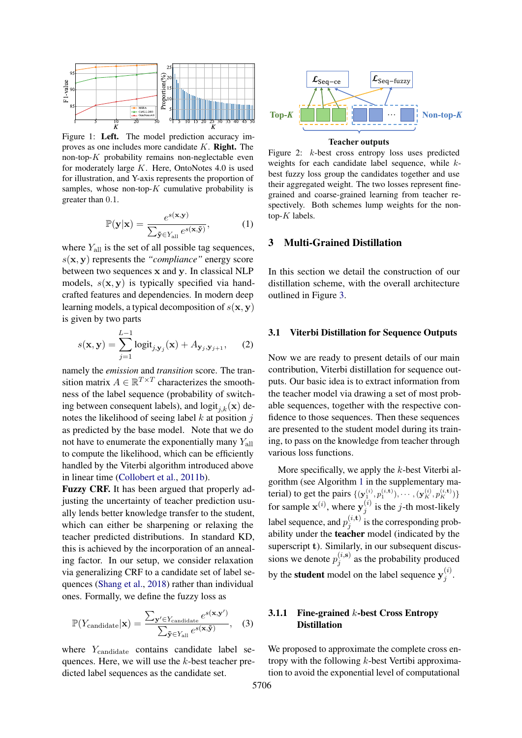Figure 1: **Left.** The model prediction accuracy improves as one includes more candidate $K$. **Right.** The non-top-$K$ probability remains non-neglectable even for moderately large $K$. Here, OntoNotes 4.0 is used for illustration, and Y-axis represents the proportion of samples, whose non-top-$K$ cumulative probability is greater than $0.1$.

$$\mathbb{P}(\mathbf{y}|\mathbf{x}) = \frac{e^{s(\mathbf{x},\mathbf{y})}}{\sum_{\tilde{\mathbf{y}} \in Y_{\text{all}}} e^{s(\mathbf{x},\tilde{\mathbf{y}})}}, \quad (1)$$

where $Y_{\text{all}}$ is the set of all possible tag sequences, $s(\mathbf{x}, \mathbf{y})$ represents the *"compliance"* energy score between two sequences $\mathbf{x}$ and $\mathbf{y}$. In classical NLP models, $s(\mathbf{x}, \mathbf{y})$ is typically specified via handcrafted features and dependencies. In modern deep learning models, a typical decomposition of $s(\mathbf{x}, \mathbf{y})$ is given by two parts

$$s(\mathbf{x}, \mathbf{y}) = \sum_{j=1}^{L-1} \text{logit}_{j,\mathbf{y}_j}(\mathbf{x}) + A_{\mathbf{y}_j,\mathbf{y}_{j+1}}, \quad (2)$$

namely the *emission* and *transition* score. The transition matrix $A \in \mathbb{R}^{T \times T}$ characterizes the smoothness of the label sequence (probability of switching between consequent labels), and $\text{logit}_{j,k}(\mathbf{x})$ denotes the likelihood of seeing label $k$ at position $j$ as predicted by the base model. Note that we do not have to enumerate the exponentially many $Y_{\text{all}}$ to compute the likelihood, which can be efficiently handled by the Viterbi algorithm introduced above in linear time (Collobert et al., 2011b).

**Fuzzy CRF.** It has been argued that properly adjusting the uncertainty of teacher prediction usually lends better knowledge transfer to the student, which can either be sharpening or relaxing the teacher predicted distributions. In standard KD, this is achieved by the incorporation of an annealing factor. In our setup, we consider relaxation via generalizing CRF to a candidate set of label sequences (Shang et al., 2018) rather than individual ones. Formally, we define the fuzzy loss as

$$\mathbb{P}(Y_{\text{candidate}}|\mathbf{x}) = \frac{\sum_{\mathbf{y}' \in Y_{\text{candidate}}} e^{s(\mathbf{x},\mathbf{y}')}}{\sum_{\tilde{\mathbf{y}} \in Y_{\text{all}}} e^{s(\mathbf{x},\tilde{\mathbf{y}})}}, \quad (3)$$

where $Y_{\text{candidate}}$ contains candidate label sequences. Here, we will use the $k$-best teacher predicted label sequences as the candidate set.

Figure 2: $k$-best cross entropy loss uses predicted weights for each candidate label sequence, while $k$-best fuzzy loss group the candidates together and use their aggregated weight. The two losses represent fine-grained and coarse-grained learning from teacher respectively. Both schemes lump weights for the non-top-$K$ labels.

## 3 Multi-Grained Distillation

In this section we detail the construction of our distillation scheme, with the overall architecture outlined in Figure 3.

### 3.1 Viterbi Distillation for Sequence Outputs

Now we are ready to present details of our main contribution, Viterbi distillation for sequence outputs. Our basic idea is to extract information from the teacher model via drawing a set of most probable sequences, together with the respective confidence to those sequences. Then these sequences are presented to the student model during training, to pass on the knowledge from teacher through various loss functions.

More specifically, we apply the $k$-best Viterbi algorithm (see Algorithm 1 in the supplementary material) to get the pairs $\{(\mathbf{y}_1^{(i)}, p_1^{(i,\mathbf{t})}), \cdots, (\mathbf{y}_K^{(i)}, p_K^{(i,\mathbf{t})})\}$ for sample $\mathbf{x}^{(i)}$, where $\mathbf{y}_j^{(i)}$ is the $j$-th most-likely label sequence, and $p_j^{(i,\mathbf{t})}$ is the corresponding probability under the **teacher** model (indicated by the superscript $\mathbf{t}$). Similarly, in our subsequent discussions we denote $p_j^{(i,\mathbf{s})}$ as the probability produced by the **student** model on the label sequence $\mathbf{y}_j^{(i)}$.

#### 3.1.1 Fine-grained $k$-best Cross Entropy Distillation

We proposed to approximate the complete cross entropy with the following $k$-best Vertibi approximation to avoid the exponential level of computational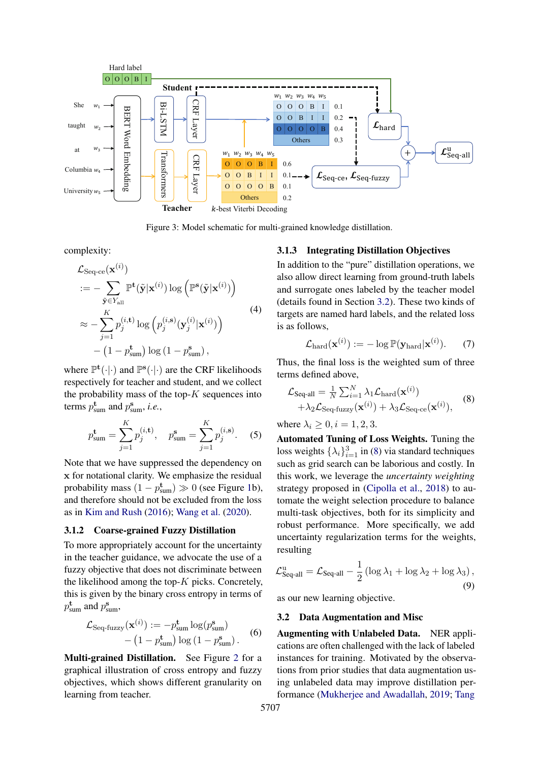Figure 3: Model schematic for multi-grained knowledge distillation.

complexity:

$$
\begin{aligned}
&\mathcal{L}_{\text{Seq-ce}}(\mathbf{x}^{(i)}) \\
&:= -\sum_{\tilde{\mathbf{y}} \in Y_{\text{all}}} \mathbb{P}^{\mathbf{t}}(\tilde{\mathbf{y}}|\mathbf{x}^{(i)}) \log\left(\mathbb{P}^{\mathbf{s}}(\tilde{\mathbf{y}}|\mathbf{x}^{(i)})\right) \\
&\approx -\sum_{j=1}^{K} p_j^{(i,\mathbf{t})} \log\left(p_j^{(i,\mathbf{s})}(\mathbf{y}_j^{(i)}|\mathbf{x}^{(i)})\right) \\
&\quad - \left(1 - p_{\text{sum}}^{\mathbf{t}}\right) \log\left(1 - p_{\text{sum}}^{\mathbf{s}}\right),
\end{aligned}
\tag{4}
$$

where $\mathbb{P}^{\mathbf{t}}(\cdot|\cdot)$ and $\mathbb{P}^{\mathbf{s}}(\cdot|\cdot)$ are the CRF likelihoods respectively for teacher and student, and we collect the probability mass of the top-$K$ sequences into terms $p_{\text{sum}}^{\mathbf{t}}$ and $p_{\text{sum}}^{\mathbf{s}}$, *i.e.*,

$$
p_{\text{sum}}^{\mathbf{t}} = \sum_{j=1}^{K} p_j^{(i,\mathbf{t})}, \quad p_{\text{sum}}^{\mathbf{s}} = \sum_{j=1}^{K} p_j^{(i,\mathbf{s})}. \tag{5}
$$

Note that we have suppressed the dependency on $\mathbf{x}$ for notational clarity. We emphasize the residual probability mass $(1 - p_{\text{sum}}^{\mathbf{t}}) \gg 0$ (see Figure 1b), and therefore should not be excluded from the loss as in Kim and Rush (2016); Wang et al. (2020).

### 3.1.2 Coarse-grained Fuzzy Distillation

To more appropriately account for the uncertainty in the teacher guidance, we advocate the use of a fuzzy objective that does not discriminate between the likelihood among the top-$K$ picks. Concretely, this is given by the binary cross entropy in terms of $p_{\text{sum}}^{\mathbf{t}}$ and $p_{\text{sum}}^{\mathbf{s}}$,

$$
\begin{aligned}
\mathcal{L}_{\text{Seq-fuzzy}}(\mathbf{x}^{(i)}) &:= -p_{\text{sum}}^{\mathbf{t}} \log(p_{\text{sum}}^{\mathbf{s}}) \\
&\quad - \left(1 - p_{\text{sum}}^{\mathbf{t}}\right) \log\left(1 - p_{\text{sum}}^{\mathbf{s}}\right).
\end{aligned}
\tag{6}
$$

**Multi-grained Distillation.** See Figure 2 for a graphical illustration of cross entropy and fuzzy objectives, which shows different granularity on learning from teacher.

### 3.1.3 Integrating Distillation Objectives

In addition to the "pure" distillation operations, we also allow direct learning from ground-truth labels and surrogate ones labeled by the teacher model (details found in Section 3.2). These two kinds of targets are named hard labels, and the related loss is as follows,

$$
\mathcal{L}_{\text{hard}}(\mathbf{x}^{(i)}) := -\log \mathbb{P}(\mathbf{y}_{\text{hard}}|\mathbf{x}^{(i)}). \tag{7}
$$

Thus, the final loss is the weighted sum of three terms defined above,

$$
\begin{aligned}
\mathcal{L}_{\text{Seq-all}} &= \frac{1}{N}\sum_{i=1}^{N} \lambda_1 \mathcal{L}_{\text{hard}}(\mathbf{x}^{(i)}) \\
&\quad + \lambda_2 \mathcal{L}_{\text{Seq-fuzzy}}(\mathbf{x}^{(i)}) + \lambda_3 \mathcal{L}_{\text{Seq-ce}}(\mathbf{x}^{(i)}),
\end{aligned}
\tag{8}
$$

where $\lambda_i \geq 0, i = 1, 2, 3$.

**Automated Tuning of Loss Weights.** Tuning the loss weights $\{\lambda_i\}_{i=1}^{3}$ in (8) via standard techniques such as grid search can be laborious and costly. In this work, we leverage the *uncertainty weighting* strategy proposed in (Cipolla et al., 2018) to automate the weight selection procedure to balance multi-task objectives, both for its simplicity and robust performance. More specifically, we add uncertainty regularization terms for the weights, resulting

$$
\mathcal{L}_{\text{Seq-all}}^{\text{u}} = \mathcal{L}_{\text{Seq-all}} - \frac{1}{2}\left(\log \lambda_1 + \log \lambda_2 + \log \lambda_3\right), \tag{9}
$$

as our new learning objective.

## 3.2 Data Augmentation and Misc

**Augmenting with Unlabeled Data.** NER applications are often challenged with the lack of labeled instances for training. Motivated by the observations from prior studies that data augmentation using unlabeled data may improve distillation performance (Mukherjee and Awadallah, 2019; Tang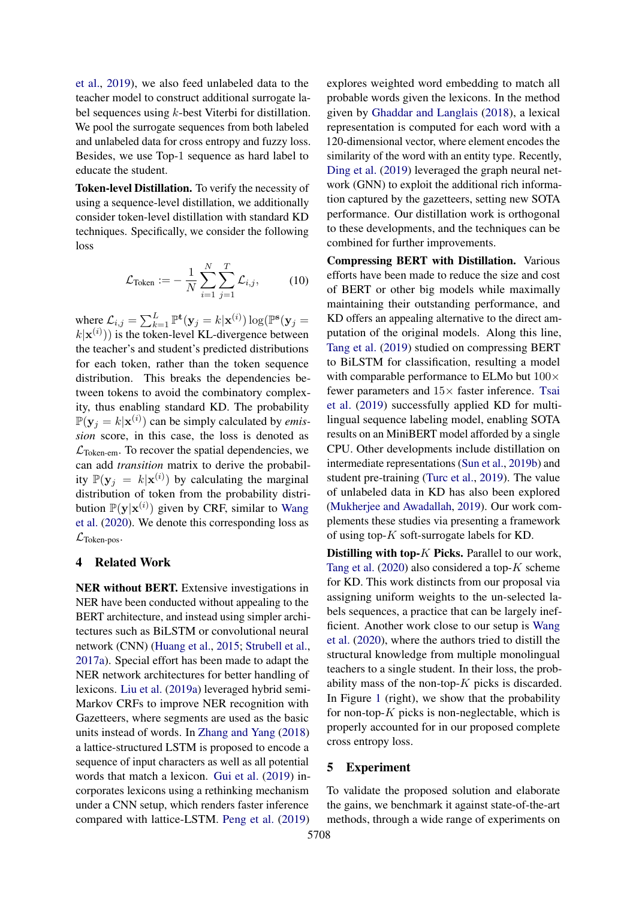et al., 2019), we also feed unlabeled data to the teacher model to construct additional surrogate label sequences using $k$-best Viterbi for distillation. We pool the surrogate sequences from both labeled and unlabeled data for cross entropy and fuzzy loss. Besides, we use Top-1 sequence as hard label to educate the student.

**Token-level Distillation.** To verify the necessity of using a sequence-level distillation, we additionally consider token-level distillation with standard KD techniques. Specifically, we consider the following loss

$$\mathcal{L}_{\text{Token}} := -\frac{1}{N}\sum_{i=1}^{N}\sum_{j=1}^{T}\mathcal{L}_{i,j}, \tag{10}$$

where $\mathcal{L}_{i,j} = \sum_{k=1}^{L}\mathbb{P}^{\mathbf{t}}(\mathbf{y}_j = k|\mathbf{x}^{(i)})\log(\mathbb{P}^{\mathbf{s}}(\mathbf{y}_j = k|\mathbf{x}^{(i)}))$ is the token-level KL-divergence between the teacher's and student's predicted distributions for each token, rather than the token sequence distribution. This breaks the dependencies between tokens to avoid the combinatory complexity, thus enabling standard KD. The probability $\mathbb{P}(\mathbf{y}_j = k|\mathbf{x}^{(i)})$ can be simply calculated by *emission* score, in this case, the loss is denoted as $\mathcal{L}_{\text{Token-em}}$. To recover the spatial dependencies, we can add *transition* matrix to derive the probability $\mathbb{P}(\mathbf{y}_j = k|\mathbf{x}^{(i)})$ by calculating the marginal distribution of token from the probability distribution $\mathbb{P}(\mathbf{y}|\mathbf{x}^{(i)})$ given by CRF, similar to Wang et al. (2020). We denote this corresponding loss as $\mathcal{L}_{\text{Token-pos}}$.

## 4 Related Work

**NER without BERT.** Extensive investigations in NER have been conducted without appealing to the BERT architecture, and instead using simpler architectures such as BiLSTM or convolutional neural network (CNN) (Huang et al., 2015; Strubell et al., 2017a). Special effort has been made to adapt the NER network architectures for better handling of lexicons. Liu et al. (2019a) leveraged hybrid semi-Markov CRFs to improve NER recognition with Gazetteers, where segments are used as the basic units instead of words. In Zhang and Yang (2018) a lattice-structured LSTM is proposed to encode a sequence of input characters as well as all potential words that match a lexicon. Gui et al. (2019) incorporates lexicons using a rethinking mechanism under a CNN setup, which renders faster inference compared with lattice-LSTM. Peng et al. (2019) explores weighted word embedding to match all probable words given the lexicons. In the method given by Ghaddar and Langlais (2018), a lexical representation is computed for each word with a 120-dimensional vector, where element encodes the similarity of the word with an entity type. Recently, Ding et al. (2019) leveraged the graph neural network (GNN) to exploit the additional rich information captured by the gazetteers, setting new SOTA performance. Our distillation work is orthogonal to these developments, and the techniques can be combined for further improvements.

**Compressing BERT with Distillation.** Various efforts have been made to reduce the size and cost of BERT or other big models while maximally maintaining their outstanding performance, and KD offers an appealing alternative to the direct amputation of the original models. Along this line, Tang et al. (2019) studied on compressing BERT to BiLSTM for classification, resulting a model with comparable performance to ELMo but $100\times$ fewer parameters and $15\times$ faster inference. Tsai et al. (2019) successfully applied KD for multilingual sequence labeling model, enabling SOTA results on an MiniBERT model afforded by a single CPU. Other developments include distillation on intermediate representations (Sun et al., 2019b) and student pre-training (Turc et al., 2019). The value of unlabeled data in KD has also been explored (Mukherjee and Awadallah, 2019). Our work complements these studies via presenting a framework of using top-$K$ soft-surrogate labels for KD.

**Distilling with top-$K$ Picks.** Parallel to our work, Tang et al. (2020) also considered a top-$K$ scheme for KD. This work distincts from our proposal via assigning uniform weights to the un-selected labels sequences, a practice that can be largely inefficient. Another work close to our setup is Wang et al. (2020), where the authors tried to distill the structural knowledge from multiple monolingual teachers to a single student. In their loss, the probability mass of the non-top-$K$ picks is discarded. In Figure 1 (right), we show that the probability for non-top-$K$ picks is non-neglectable, which is properly accounted for in our proposed complete cross entropy loss.

## 5 Experiment

To validate the proposed solution and elaborate the gains, we benchmark it against state-of-the-art methods, through a wide range of experiments on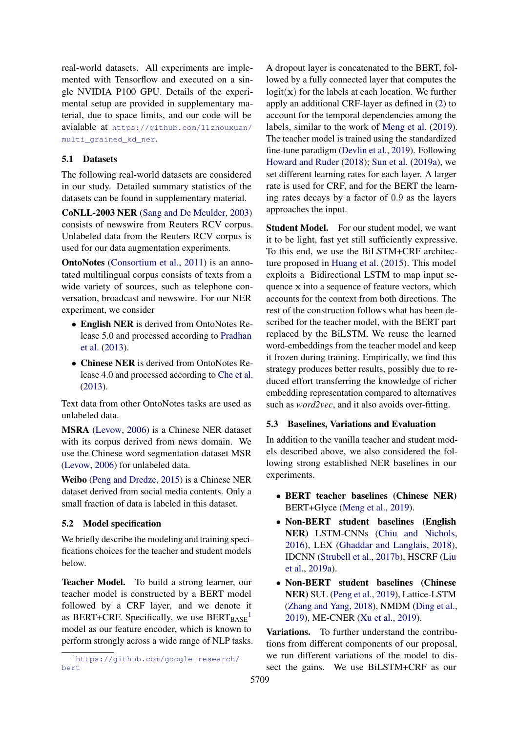real-world datasets. All experiments are implemented with Tensorflow and executed on a single NVIDIA P100 GPU. Details of the experimental setup are provided in supplementary material, due to space limits, and our code will be avialable at https://github.com/11zhouxuan/multi_grained_kd_ner.

### 5.1 Datasets

The following real-world datasets are considered in our study. Detailed summary statistics of the datasets can be found in supplementary material.

**CoNLL-2003 NER** (Sang and De Meulder, 2003) consists of newswire from Reuters RCV corpus. Unlabeled data from the Reuters RCV corpus is used for our data augmentation experiments.

**OntoNotes** (Consortium et al., 2011) is an annotated multilingual corpus consists of texts from a wide variety of sources, such as telephone conversation, broadcast and newswire. For our NER experiment, we consider

- **English NER** is derived from OntoNotes Release 5.0 and processed according to Pradhan et al. (2013).
- **Chinese NER** is derived from OntoNotes Release 4.0 and processed according to Che et al. (2013).

Text data from other OntoNotes tasks are used as unlabeled data.

**MSRA** (Levow, 2006) is a Chinese NER dataset with its corpus derived from news domain. We use the Chinese word segmentation dataset MSR (Levow, 2006) for unlabeled data.

**Weibo** (Peng and Dredze, 2015) is a Chinese NER dataset derived from social media contents. Only a small fraction of data is labeled in this dataset.

### 5.2 Model specification

We briefly describe the modeling and training specifications choices for the teacher and student models below.

**Teacher Model.** To build a strong learner, our teacher model is constructed by a BERT model followed by a CRF layer, and we denote it as BERT+CRF. Specifically, we use $\text{BERT}_{\text{BASE}}$[1] model as our feature encoder, which is known to perform strongly across a wide range of NLP tasks.

A dropout layer is concatenated to the BERT, followed by a fully connected layer that computes the $\text{logit}(\mathbf{x})$ for the labels at each location. We further apply an additional CRF-layer as defined in (2) to account for the temporal dependencies among the labels, similar to the work of Meng et al. (2019). The teacher model is trained using the standardized fine-tune paradigm (Devlin et al., 2019). Following Howard and Ruder (2018); Sun et al. (2019a), we set different learning rates for each layer. A larger rate is used for CRF, and for the BERT the learning rates decays by a factor of 0.9 as the layers approaches the input.

**Student Model.** For our student model, we want it to be light, fast yet still sufficiently expressive. To this end, we use the BiLSTM+CRF architecture proposed in Huang et al. (2015). This model exploits a Bidirectional LSTM to map input sequence $\mathbf{x}$ into a sequence of feature vectors, which accounts for the context from both directions. The rest of the construction follows what has been described for the teacher model, with the BERT part replaced by the BiLSTM. We reuse the learned word-embeddings from the teacher model and keep it frozen during training. Empirically, we find this strategy produces better results, possibly due to reduced effort transferring the knowledge of richer embedding representation compared to alternatives such as *word2vec*, and it also avoids over-fitting.

### 5.3 Baselines, Variations and Evaluation

In addition to the vanilla teacher and student models described above, we also considered the following strong established NER baselines in our experiments.

- **BERT teacher baselines (Chinese NER)** BERT+Glyce (Meng et al., 2019).
- **Non-BERT student baselines (English NER)** LSTM-CNNs (Chiu and Nichols, 2016), LEX (Ghaddar and Langlais, 2018), IDCNN (Strubell et al., 2017b), HSCRF (Liu et al., 2019a).
- **Non-BERT student baselines (Chinese NER)** SUL (Peng et al., 2019), Lattice-LSTM (Zhang and Yang, 2018), NMDM (Ding et al., 2019), ME-CNER (Xu et al., 2019).

**Variations.** To further understand the contributions from different components of our proposal, we run different variations of the model to dissect the gains. We use BiLSTM+CRF as our

[1] https://github.com/google-research/bert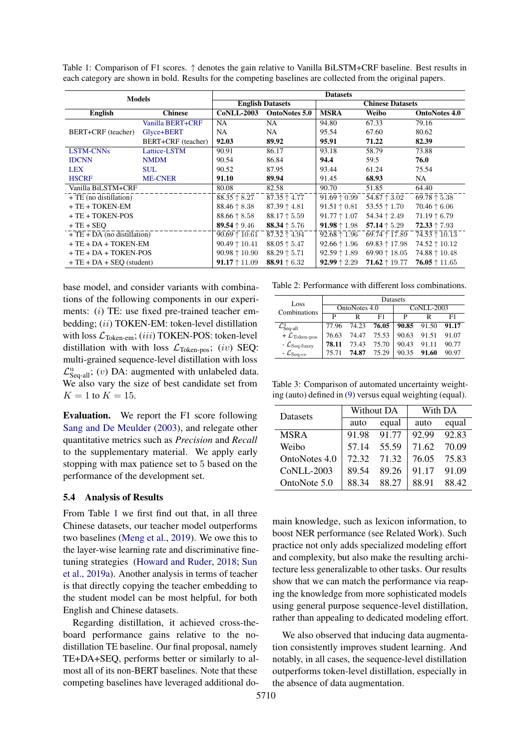Table 1: Comparison of F1 scores. ↑ denotes the gain relative to Vanilla BiLSTM+CRF baseline. Best results in each category are shown in bold. Results for the competing baselines are collected from the original papers.

| Models | | Datasets | | | | |
|---|---|---|---|---|---|---|
| | | English Datasets | | Chinese Datasets | | |
| English | Chinese | CoNLL-2003 | OntoNotes 5.0 | MSRA | Weibo | OntoNotes 4.0 |
| BERT+CRF (teacher) | Vanilla BERT+CRF | NA | NA | 94.80 | 67.33 | 79.16 |
| | Glyce+BERT | NA | NA | 95.54 | 67.60 | 80.62 |
| | BERT+CRF (teacher) | **92.03** | **89.92** | **95.91** | **71.22** | **82.39** |
| LSTM-CNNs | Lattice-LSTM | 90.91 | 86.17 | 93.18 | 58.79 | 73.88 |
| IDCNN | NMDM | 90.54 | 86.84 | **94.4** | 59.5 | **76.0** |
| LEX | SUL | 90.52 | 87.95 | 93.44 | 61.24 | 75.54 |
| HSCRF | ME-CNER | **91.10** | **89.94** | 91.45 | **68.93** | NA |
| Vanilla BiLSTM+CRF | | 80.08 | 82.58 | 90.70 | 51.85 | 64.40 |
| + TE (no distillation) | | 88.35 ↑ 8.27 | 87.35 ↑ 4.77 | 91.69 ↑ 0.99 | 54.87 ↑ 3.02 | 69.78 ↑ 5.38 |
| + TE + TOKEN-EM | | 88.46 ↑ 8.38 | 87.39 ↑ 4.81 | 91.51 ↑ 0.81 | 53.55 ↑ 1.70 | 70.46 ↑ 6.06 |
| + TE + TOKEN-POS | | 88.66 ↑ 8.58 | 88.17 ↑ 5.59 | 91.77 ↑ 1.07 | 54.34 ↑ 2.49 | 71.19 ↑ 6.79 |
| + TE + SEQ | | **89.54** ↑ 9.46 | **88.34** ↑ 5.76 | **91.98** ↑ 1.98 | **57.14** ↑ 5.29 | **72.33** ↑ 7.93 |
| + TE + DA (no distillation) | | 90.69 ↑ 10.61 | 87.52 ↑ 4.94 | 92.68 ↑ 1.96 | 69.74 ↑ 17.89 | 74.53 ↑ 10.13 |
| + TE + DA + TOKEN-EM | | 90.49 ↑ 10.41 | 88.05 ↑ 5.47 | 92.66 ↑ 1.96 | 69.83 ↑ 17.98 | 74.52 ↑ 10.12 |
| + TE + DA + TOKEN-POS | | 90.98 ↑ 10.90 | 88.29 ↑ 5.71 | 92.59 ↑ 1.89 | 69.90 ↑ 18.05 | 74.88 ↑ 10.48 |
| + TE + DA + SEQ (student) | | **91.17** ↑ 11.09 | **88.91** ↑ 6.32 | **92.99** ↑ 2.29 | **71.62** ↑ 19.77 | **76.05** ↑ 11.65 |

base model, and consider variants with combinations of the following components in our experiments: $(i)$ TE: use fixed pre-trained teacher embedding; $(ii)$ TOKEN-EM: token-level distillation with loss $\mathcal{L}_{\text{Token-em}}$; $(iii)$ TOKEN-POS: token-level distillation with with loss $\mathcal{L}_{\text{Token-pos}}$; $(iv)$ SEQ: multi-grained sequence-level distillation with loss $\mathcal{L}^{\text{u}}_{\text{Seq-all}}$; $(v)$ DA: augmented with unlabeled data. We also vary the size of best candidate set from $K = 1$ to $K = 15$.

**Evaluation.** We report the F1 score following Sang and De Meulder (2003), and relegate other quantitative metrics such as *Precision* and *Recall* to the supplementary material. We apply early stopping with max patience set to 5 based on the performance of the development set.

### 5.4 Analysis of Results

From Table 1 we first find out that, in all three Chinese datasets, our teacher model outperforms two baselines (Meng et al., 2019). We owe this to the layer-wise learning rate and discriminative fine-tuning strategies (Howard and Ruder, 2018; Sun et al., 2019a). Another analysis in terms of teacher is that directly copying the teacher embedding to the student model can be most helpful, for both English and Chinese datasets.

Regarding distillation, it achieved cross-the-board performance gains relative to the no-distillation TE baseline. Our final proposal, namely TE+DA+SEQ, performs better or similarly to almost all of its non-BERT baselines. Note that these competing baselines have leveraged additional domain knowledge, such as lexicon information, to boost NER performance (see Related Work). Such practice not only adds specialized modeling effort and complexity, but also make the resulting architecture less generalizable to other tasks. Our results show that we can match the performance via reaping the knowledge from more sophisticated models using general purpose sequence-level distillation, rather than appealing to dedicated modeling effort.

We also observed that inducing data augmentation consistently improves student learning. And notably, in all cases, the sequence-level distillation outperforms token-level distillation, especially in the absence of data augmentation.

Table 2: Performance with different loss combinations.

| Loss Combinations | OntoNotes 4.0 | | | CoNLL-2003 | | |
|---|---|---|---|---|---|---|
| | P | R | F1 | P | R | F1 |
| $\mathcal{L}^{\text{u}}_{\text{Seq-all}}$ | 77.96 | 74.23 | **76.05** | **90.85** | 91.50 | **91.17** |
| + $\mathcal{L}_{\text{Token-pos}}$ | 76.63 | 74.47 | 75.53 | 90.63 | 91.51 | 91.07 |
| - $\mathcal{L}_{\text{Seq-fuzzy}}$ | **78.11** | 73.43 | 75.70 | 90.43 | 91.11 | 90.77 |
| - $\mathcal{L}_{\text{Seq-ce}}$ | 75.71 | **74.87** | 75.29 | 90.35 | **91.60** | 90.97 |

Table 3: Comparison of automated uncertainty weighting (auto) defined in (9) versus equal weighting (equal).

| Datasets | Without DA | | With DA | |
|---|---|---|---|---|
| | auto | equal | auto | equal |
| MSRA | 91.98 | 91.77 | 92.99 | 92.83 |
| Weibo | 57.14 | 55.59 | 71.62 | 70.09 |
| OntoNotes 4.0 | 72.32 | 71.32 | 76.05 | 75.83 |
| CoNLL-2003 | 89.54 | 89.26 | 91.17 | 91.09 |
| OntoNote 5.0 | 88.34 | 88.27 | 88.91 | 88.42 |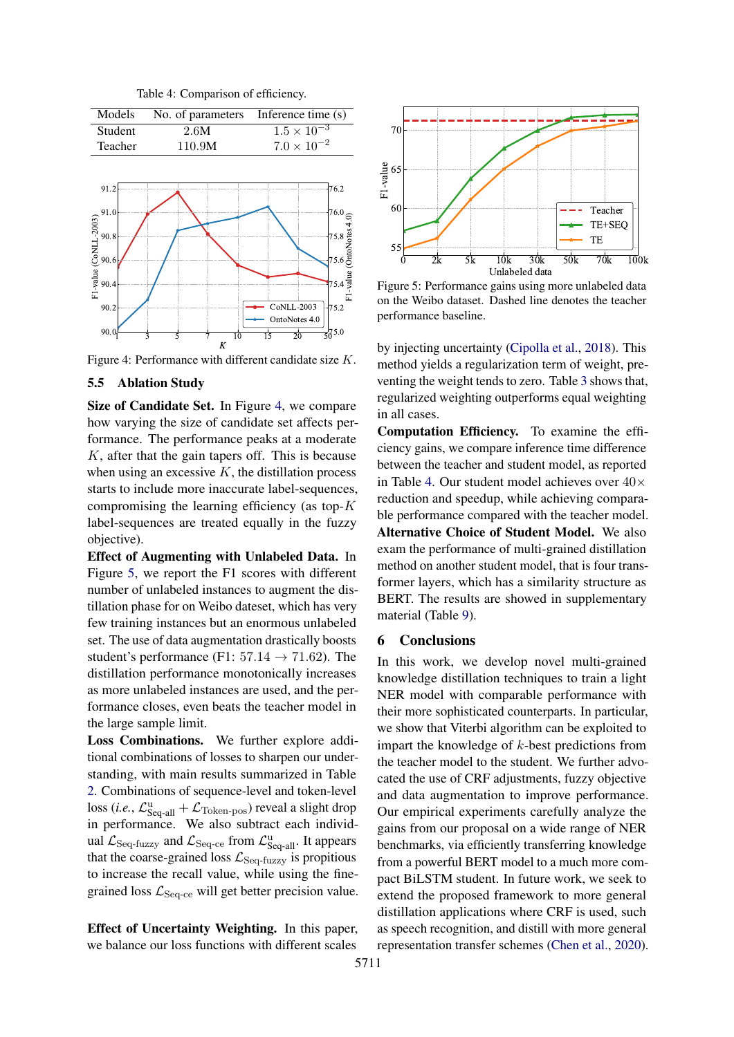Table 4: Comparison of efficiency.

| Models | No. of parameters | Inference time (s) |
|---|---|---|
| Student | 2.6M | $1.5 \times 10^{-3}$ |
| Teacher | 110.9M | $7.0 \times 10^{-2}$ |

Figure 4: Performance with different candidate size $K$.

### 5.5 Ablation Study

**Size of Candidate Set.** In Figure 4, we compare how varying the size of candidate set affects performance. The performance peaks at a moderate $K$, after that the gain tapers off. This is because when using an excessive $K$, the distillation process starts to include more inaccurate label-sequences, compromising the learning efficiency (as top-$K$ label-sequences are treated equally in the fuzzy objective).

**Effect of Augmenting with Unlabeled Data.** In Figure 5, we report the F1 scores with different number of unlabeled instances to augment the distillation phase for on Weibo dateset, which has very few training instances but an enormous unlabeled set. The use of data augmentation drastically boosts student's performance (F1: $57.14 \rightarrow 71.62$). The distillation performance monotonically increases as more unlabeled instances are used, and the performance closes, even beats the teacher model in the large sample limit.

**Loss Combinations.** We further explore additional combinations of losses to sharpen our understanding, with main results summarized in Table 2. Combinations of sequence-level and token-level loss (*i.e.*, $\mathcal{L}^{\text{u}}_{\text{Seq-all}} + \mathcal{L}_{\text{Token-pos}}$) reveal a slight drop in performance. We also subtract each individual $\mathcal{L}_{\text{Seq-fuzzy}}$ and $\mathcal{L}_{\text{Seq-ce}}$ from $\mathcal{L}^{\text{u}}_{\text{Seq-all}}$. It appears that the coarse-grained loss $\mathcal{L}_{\text{Seq-fuzzy}}$ is propitious to increase the recall value, while using the fine-grained loss $\mathcal{L}_{\text{Seq-ce}}$ will get better precision value.

**Effect of Uncertainty Weighting.** In this paper, we balance our loss functions with different scales by injecting uncertainty (Cipolla et al., 2018). This method yields a regularization term of weight, preventing the weight tends to zero. Table 3 shows that, regularized weighting outperforms equal weighting in all cases.

Figure 5: Performance gains using more unlabeled data on the Weibo dataset. Dashed line denotes the teacher performance baseline.

**Computation Efficiency.** To examine the efficiency gains, we compare inference time difference between the teacher and student model, as reported in Table 4. Our student model achieves over $40\times$ reduction and speedup, while achieving comparable performance compared with the teacher model.

**Alternative Choice of Student Model.** We also exam the performance of multi-grained distillation method on another student model, that is four transformer layers, which has a similarity structure as BERT. The results are showed in supplementary material (Table 9).

## 6 Conclusions

In this work, we develop novel multi-grained knowledge distillation techniques to train a light NER model with comparable performance with their more sophisticated counterparts. In particular, we show that Viterbi algorithm can be exploited to impart the knowledge of $k$-best predictions from the teacher model to the student. We further advocated the use of CRF adjustments, fuzzy objective and data augmentation to improve performance. Our empirical experiments carefully analyze the gains from our proposal on a wide range of NER benchmarks, via efficiently transferring knowledge from a powerful BERT model to a much more compact BiLSTM student. In future work, we seek to extend the proposed framework to more general distillation applications where CRF is used, such as speech recognition, and distill with more general representation transfer schemes (Chen et al., 2020).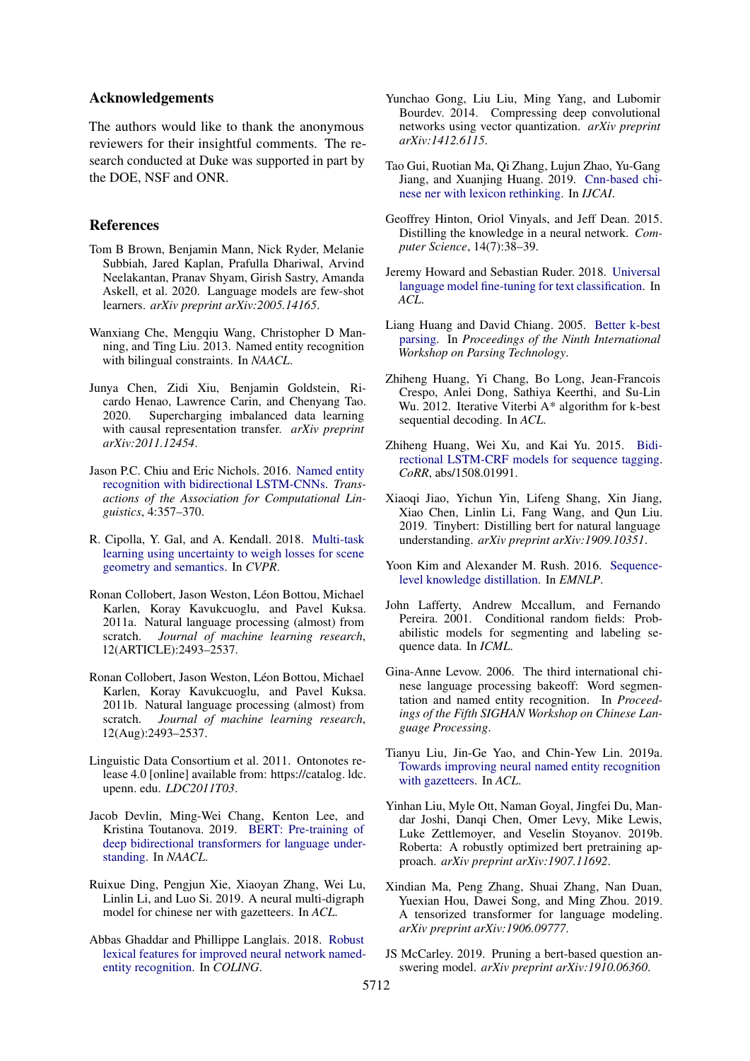## Acknowledgements

The authors would like to thank the anonymous reviewers for their insightful comments. The research conducted at Duke was supported in part by the DOE, NSF and ONR.

## References

Tom B Brown, Benjamin Mann, Nick Ryder, Melanie Subbiah, Jared Kaplan, Prafulla Dhariwal, Arvind Neelakantan, Pranav Shyam, Girish Sastry, Amanda Askell, et al. 2020. Language models are few-shot learners. *arXiv preprint arXiv:2005.14165*.

Wanxiang Che, Mengqiu Wang, Christopher D Manning, and Ting Liu. 2013. Named entity recognition with bilingual constraints. In *NAACL*.

Junya Chen, Zidi Xiu, Benjamin Goldstein, Ricardo Henao, Lawrence Carin, and Chenyang Tao. 2020. Supercharging imbalanced data learning with causal representation transfer. *arXiv preprint arXiv:2011.12454*.

Jason P.C. Chiu and Eric Nichols. 2016. Named entity recognition with bidirectional LSTM-CNNs. *Transactions of the Association for Computational Linguistics*, 4:357–370.

R. Cipolla, Y. Gal, and A. Kendall. 2018. Multi-task learning using uncertainty to weigh losses for scene geometry and semantics. In *CVPR*.

Ronan Collobert, Jason Weston, Léon Bottou, Michael Karlen, Koray Kavukcuoglu, and Pavel Kuksa. 2011a. Natural language processing (almost) from scratch. *Journal of machine learning research*, 12(ARTICLE):2493–2537.

Ronan Collobert, Jason Weston, Léon Bottou, Michael Karlen, Koray Kavukcuoglu, and Pavel Kuksa. 2011b. Natural language processing (almost) from scratch. *Journal of machine learning research*, 12(Aug):2493–2537.

Linguistic Data Consortium et al. 2011. Ontonotes release 4.0 [online] available from: https://catalog. ldc. upenn. edu. *LDC2011T03*.

Jacob Devlin, Ming-Wei Chang, Kenton Lee, and Kristina Toutanova. 2019. BERT: Pre-training of deep bidirectional transformers for language understanding. In *NAACL*.

Ruixue Ding, Pengjun Xie, Xiaoyan Zhang, Wei Lu, Linlin Li, and Luo Si. 2019. A neural multi-digraph model for chinese ner with gazetteers. In *ACL*.

Abbas Ghaddar and Phillippe Langlais. 2018. Robust lexical features for improved neural network named-entity recognition. In *COLING*.

Yunchao Gong, Liu Liu, Ming Yang, and Lubomir Bourdev. 2014. Compressing deep convolutional networks using vector quantization. *arXiv preprint arXiv:1412.6115*.

Tao Gui, Ruotian Ma, Qi Zhang, Lujun Zhao, Yu-Gang Jiang, and Xuanjing Huang. 2019. Cnn-based chinese ner with lexicon rethinking. In *IJCAI*.

Geoffrey Hinton, Oriol Vinyals, and Jeff Dean. 2015. Distilling the knowledge in a neural network. *Computer Science*, 14(7):38–39.

Jeremy Howard and Sebastian Ruder. 2018. Universal language model fine-tuning for text classification. In *ACL*.

Liang Huang and David Chiang. 2005. Better k-best parsing. In *Proceedings of the Ninth International Workshop on Parsing Technology*.

Zhiheng Huang, Yi Chang, Bo Long, Jean-Francois Crespo, Anlei Dong, Sathiya Keerthi, and Su-Lin Wu. 2012. Iterative Viterbi A* algorithm for k-best sequential decoding. In *ACL*.

Zhiheng Huang, Wei Xu, and Kai Yu. 2015. Bidirectional LSTM-CRF models for sequence tagging. *CoRR*, abs/1508.01991.

Xiaoqi Jiao, Yichun Yin, Lifeng Shang, Xin Jiang, Xiao Chen, Linlin Li, Fang Wang, and Qun Liu. 2019. Tinybert: Distilling bert for natural language understanding. *arXiv preprint arXiv:1909.10351*.

Yoon Kim and Alexander M. Rush. 2016. Sequence-level knowledge distillation. In *EMNLP*.

John Lafferty, Andrew Mccallum, and Fernando Pereira. 2001. Conditional random fields: Probabilistic models for segmenting and labeling sequence data. In *ICML*.

Gina-Anne Levow. 2006. The third international chinese language processing bakeoff: Word segmentation and named entity recognition. In *Proceedings of the Fifth SIGHAN Workshop on Chinese Language Processing*.

Tianyu Liu, Jin-Ge Yao, and Chin-Yew Lin. 2019a. Towards improving neural named entity recognition with gazetteers. In *ACL*.

Yinhan Liu, Myle Ott, Naman Goyal, Jingfei Du, Mandar Joshi, Danqi Chen, Omer Levy, Mike Lewis, Luke Zettlemoyer, and Veselin Stoyanov. 2019b. Roberta: A robustly optimized bert pretraining approach. *arXiv preprint arXiv:1907.11692*.

Xindian Ma, Peng Zhang, Shuai Zhang, Nan Duan, Yuexian Hou, Dawei Song, and Ming Zhou. 2019. A tensorized transformer for language modeling. *arXiv preprint arXiv:1906.09777*.

JS McCarley. 2019. Pruning a bert-based question answering model. *arXiv preprint arXiv:1910.06360*.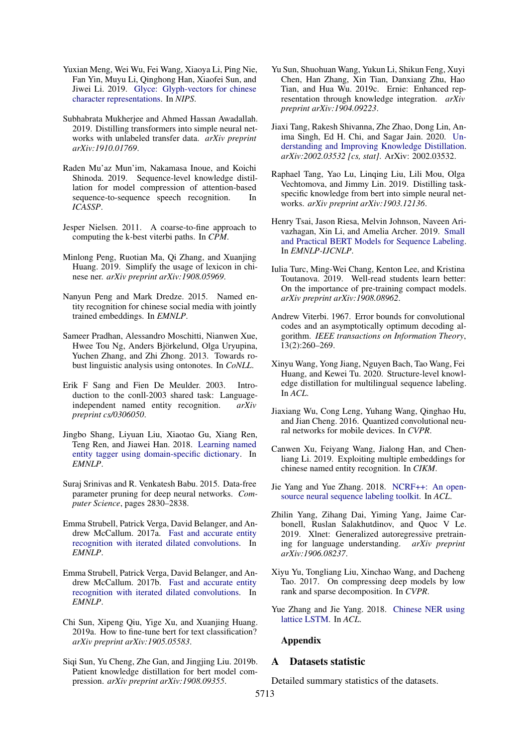Yuxian Meng, Wei Wu, Fei Wang, Xiaoya Li, Ping Nie, Fan Yin, Muyu Li, Qinghong Han, Xiaofei Sun, and Jiwei Li. 2019. Glyce: Glyph-vectors for chinese character representations. In *NIPS*.

Subhabrata Mukherjee and Ahmed Hassan Awadallah. 2019. Distilling transformers into simple neural networks with unlabeled transfer data. *arXiv preprint arXiv:1910.01769*.

Raden Mu'az Mun'im, Nakamasa Inoue, and Koichi Shinoda. 2019. Sequence-level knowledge distillation for model compression of attention-based sequence-to-sequence speech recognition. In *ICASSP*.

Jesper Nielsen. 2011. A coarse-to-fine approach to computing the k-best viterbi paths. In *CPM*.

Minlong Peng, Ruotian Ma, Qi Zhang, and Xuanjing Huang. 2019. Simplify the usage of lexicon in chinese ner. *arXiv preprint arXiv:1908.05969*.

Nanyun Peng and Mark Dredze. 2015. Named entity recognition for chinese social media with jointly trained embeddings. In *EMNLP*.

Sameer Pradhan, Alessandro Moschitti, Nianwen Xue, Hwee Tou Ng, Anders Björkelund, Olga Uryupina, Yuchen Zhang, and Zhi Zhong. 2013. Towards robust linguistic analysis using ontonotes. In *CoNLL*.

Erik F Sang and Fien De Meulder. 2003. Introduction to the conll-2003 shared task: Language-independent named entity recognition. *arXiv preprint cs/0306050*.

Jingbo Shang, Liyuan Liu, Xiaotao Gu, Xiang Ren, Teng Ren, and Jiawei Han. 2018. Learning named entity tagger using domain-specific dictionary. In *EMNLP*.

Suraj Srinivas and R. Venkatesh Babu. 2015. Data-free parameter pruning for deep neural networks. *Computer Science*, pages 2830–2838.

Emma Strubell, Patrick Verga, David Belanger, and Andrew McCallum. 2017a. Fast and accurate entity recognition with iterated dilated convolutions. In *EMNLP*.

Emma Strubell, Patrick Verga, David Belanger, and Andrew McCallum. 2017b. Fast and accurate entity recognition with iterated dilated convolutions. In *EMNLP*.

Chi Sun, Xipeng Qiu, Yige Xu, and Xuanjing Huang. 2019a. How to fine-tune bert for text classification? *arXiv preprint arXiv:1905.05583*.

Siqi Sun, Yu Cheng, Zhe Gan, and Jingjing Liu. 2019b. Patient knowledge distillation for bert model compression. *arXiv preprint arXiv:1908.09355*.

Yu Sun, Shuohuan Wang, Yukun Li, Shikun Feng, Xuyi Chen, Han Zhang, Xin Tian, Danxiang Zhu, Hao Tian, and Hua Wu. 2019c. Ernie: Enhanced representation through knowledge integration. *arXiv preprint arXiv:1904.09223*.

Jiaxi Tang, Rakesh Shivanna, Zhe Zhao, Dong Lin, Anima Singh, Ed H. Chi, and Sagar Jain. 2020. Understanding and Improving Knowledge Distillation. *arXiv:2002.03532 [cs, stat]*. ArXiv: 2002.03532.

Raphael Tang, Yao Lu, Linqing Liu, Lili Mou, Olga Vechtomova, and Jimmy Lin. 2019. Distilling task-specific knowledge from bert into simple neural networks. *arXiv preprint arXiv:1903.12136*.

Henry Tsai, Jason Riesa, Melvin Johnson, Naveen Arivazhagan, Xin Li, and Amelia Archer. 2019. Small and Practical BERT Models for Sequence Labeling. In *EMNLP-IJCNLP*.

Iulia Turc, Ming-Wei Chang, Kenton Lee, and Kristina Toutanova. 2019. Well-read students learn better: On the importance of pre-training compact models. *arXiv preprint arXiv:1908.08962*.

Andrew Viterbi. 1967. Error bounds for convolutional codes and an asymptotically optimum decoding algorithm. *IEEE transactions on Information Theory*, 13(2):260–269.

Xinyu Wang, Yong Jiang, Nguyen Bach, Tao Wang, Fei Huang, and Kewei Tu. 2020. Structure-level knowledge distillation for multilingual sequence labeling. In *ACL*.

Jiaxiang Wu, Cong Leng, Yuhang Wang, Qinghao Hu, and Jian Cheng. 2016. Quantized convolutional neural networks for mobile devices. In *CVPR*.

Canwen Xu, Feiyang Wang, Jialong Han, and Chenliang Li. 2019. Exploiting multiple embeddings for chinese named entity recognition. In *CIKM*.

Jie Yang and Yue Zhang. 2018. NCRF++: An open-source neural sequence labeling toolkit. In *ACL*.

Zhilin Yang, Zihang Dai, Yiming Yang, Jaime Carbonell, Ruslan Salakhutdinov, and Quoc V Le. 2019. Xlnet: Generalized autoregressive pretraining for language understanding. *arXiv preprint arXiv:1906.08237*.

Xiyu Yu, Tongliang Liu, Xinchao Wang, and Dacheng Tao. 2017. On compressing deep models by low rank and sparse decomposition. In *CVPR*.

Yue Zhang and Jie Yang. 2018. Chinese NER using lattice LSTM. In *ACL*.

### Appendix

## A Datasets statistic

Detailed summary statistics of the datasets.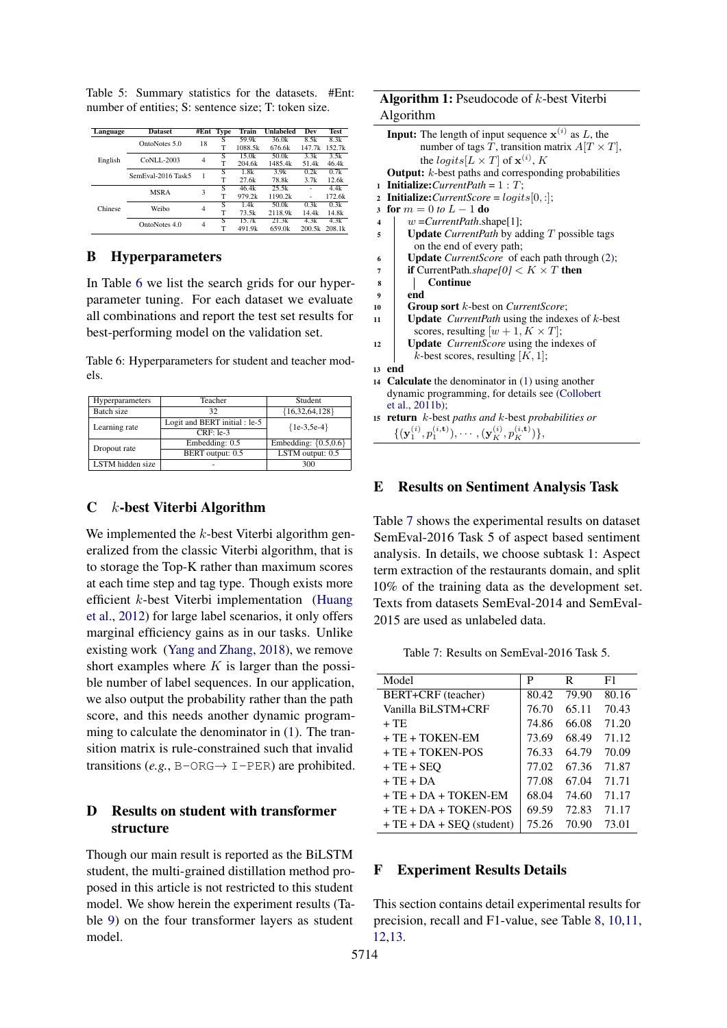Table 5: Summary statistics for the datasets. #Ent: number of entities; S: sentence size; T: token size.

| Language | Dataset | #Ent | Type | Train | Unlabeled | Dev | Test |
|---|---|---|---|---|---|---|---|
| English | OntoNotes 5.0 | 18 | S | 59.9k | 36.0k | 8.5k | 8.3k |
| | | | T | 1088.5k | 676.6k | 147.7k | 152.7k |
| | CoNLL-2003 | 4 | S | 15.0k | 50.0k | 3.3k | 3.5k |
| | | | T | 204.6k | 1485.4k | 51.4k | 46.4k |
| | SemEval-2016 Task5 | 1 | S | 1.8k | 3.9k | 0.2k | 0.7k |
| | | | T | 27.6k | 78.8k | 3.7k | 12.6k |
| Chinese | MSRA | 3 | S | 46.4k | 25.5k | - | 4.4k |
| | | | T | 979.2k | 1190.2k | - | 172.6k |
| | Weibo | 4 | S | 1.4k | 50.0k | 0.3k | 0.3k |
| | | | T | 73.5k | 2118.9k | 14.4k | 14.8k |
| | OntoNotes 4.0 | 4 | S | 15.7k | 21.3k | 4.3k | 4.3k |
| | | | T | 491.9k | 659.0k | 200.5k | 208.1k |

## B Hyperparameters

In Table 6 we list the search grids for our hyperparameter tuning. For each dataset we evaluate all combinations and report the test set results for best-performing model on the validation set.

Table 6: Hyperparameters for student and teacher models.

| Hyperparameters | Teacher | Student |
|---|---|---|
| Batch size | 32 | {16,32,64,128} |
| Learning rate | Logit and BERT initial : 1e-5 | {1e-3,5e-4} |
| | CRF: 1e-3 | |
| Dropout rate | Embedding: 0.5 | Embedding: {0.5,0.6} |
| | BERT output: 0.5 | LSTM output: 0.5 |
| LSTM hidden size | - | 300 |

## C $k$-best Viterbi Algorithm

We implemented the $k$-best Viterbi algorithm generalized from the classic Viterbi algorithm, that is to storage the Top-K rather than maximum scores at each time step and tag type. Though exists more efficient $k$-best Viterbi implementation (Huang et al., 2012) for large label scenarios, it only offers marginal efficiency gains as in our tasks. Unlike existing work (Yang and Zhang, 2018), we remove short examples where $K$ is larger than the possible number of label sequences. In our application, we also output the probability rather than the path score, and this needs another dynamic programming to calculate the denominator in (1). The transition matrix is rule-constrained such that invalid transitions (*e.g.*, B-ORG→ I-PER) are prohibited.

## D Results on student with transformer structure

Though our main result is reported as the BiLSTM student, the multi-grained distillation method proposed in this article is not restricted to this student model. We show herein the experiment results (Table 9) on the four transformer layers as student model.

**Algorithm 1:** Pseudocode of $k$-best Viterbi Algorithm

**Input:** The length of input sequence $\mathbf{x}^{(i)}$ as $L$, the number of tags $T$, transition matrix $A[T \times T]$, the $logits[L \times T]$ of $\mathbf{x}^{(i)}$, $K$
**Output:** $k$-best paths and corresponding probabilities

```
1  Initialize: CurrentPath = 1 : T;
2  Initialize: CurrentScore = logits[0, :];
3  for m = 0 to L − 1 do
4      w = CurrentPath.shape[1];
5      Update CurrentPath by adding T possible tags on the end of every path;
6      Update CurrentScore of each path through (2);
7      if CurrentPath.shape[0] < K × T then
8          Continue
9      end
10     Group sort k-best on CurrentScore;
11     Update CurrentPath using the indexes of k-best scores, resulting [w + 1, K × T];
12     Update CurrentScore using the indexes of k-best scores, resulting [K, 1];
13 end
14 Calculate the denominator in (1) using another dynamic programming, for details see (Collobert et al., 2011b);
15 return k-best paths and k-best probabilities or {(y_1^(i), p_1^(i,t)), ..., (y_K^(i), p_K^(i,t))},
```

## E Results on Sentiment Analysis Task

Table 7 shows the experimental results on dataset SemEval-2016 Task 5 of aspect based sentiment analysis. In details, we choose subtask 1: Aspect term extraction of the restaurants domain, and split 10% of the training data as the development set. Texts from datasets SemEval-2014 and SemEval-2015 are used as unlabeled data.

Table 7: Results on SemEval-2016 Task 5.

| Model | P | R | F1 |
|---|---|---|---|
| BERT+CRF (teacher) | 80.42 | 79.90 | 80.16 |
| Vanilla BiLSTM+CRF | 76.70 | 65.11 | 70.43 |
| + TE | 74.86 | 66.08 | 71.20 |
| + TE + TOKEN-EM | 73.69 | 68.49 | 71.12 |
| + TE + TOKEN-POS | 76.33 | 64.79 | 70.09 |
| + TE + SEQ | 77.02 | 67.36 | 71.87 |
| + TE + DA | 77.08 | 67.04 | 71.71 |
| + TE + DA + TOKEN-EM | 68.04 | 74.60 | 71.17 |
| + TE + DA + TOKEN-POS | 69.59 | 72.83 | 71.17 |
| + TE + DA + SEQ (student) | 75.26 | 70.90 | 73.01 |

## F Experiment Results Details

This section contains detail experimental results for precision, recall and F1-value, see Table 8, 10,11, 12,13.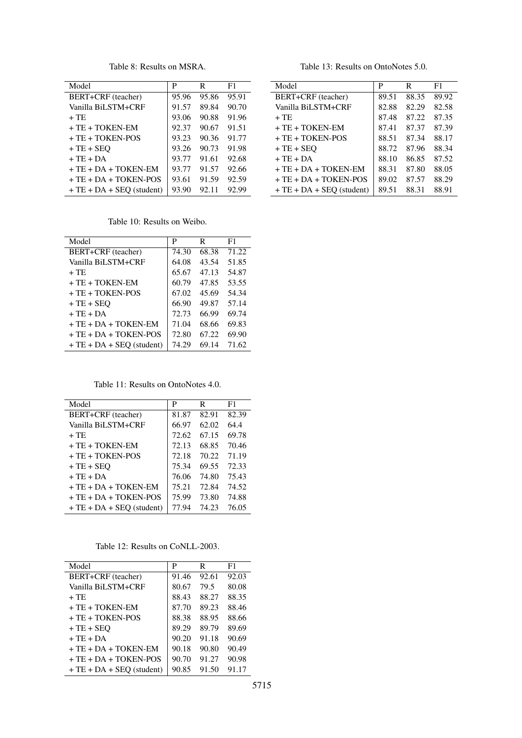Table 8: Results on MSRA.

| Model | P | R | F1 |
|---|---|---|---|
| BERT+CRF (teacher) | 95.96 | 95.86 | 95.91 |
| Vanilla BiLSTM+CRF | 91.57 | 89.84 | 90.70 |
| + TE | 93.06 | 90.88 | 91.96 |
| + TE + TOKEN-EM | 92.37 | 90.67 | 91.51 |
| + TE + TOKEN-POS | 93.23 | 90.36 | 91.77 |
| + TE + SEQ | 93.26 | 90.73 | 91.98 |
| + TE + DA | 93.77 | 91.61 | 92.68 |
| + TE + DA + TOKEN-EM | 93.77 | 91.57 | 92.66 |
| + TE + DA + TOKEN-POS | 93.61 | 91.59 | 92.59 |
| + TE + DA + SEQ (student) | 93.90 | 92.11 | 92.99 |

Table 10: Results on Weibo.

| Model | P | R | F1 |
|---|---|---|---|
| BERT+CRF (teacher) | 74.30 | 68.38 | 71.22 |
| Vanilla BiLSTM+CRF | 64.08 | 43.54 | 51.85 |
| + TE | 65.67 | 47.13 | 54.87 |
| + TE + TOKEN-EM | 60.79 | 47.85 | 53.55 |
| + TE + TOKEN-POS | 67.02 | 45.69 | 54.34 |
| + TE + SEQ | 66.90 | 49.87 | 57.14 |
| + TE + DA | 72.73 | 66.99 | 69.74 |
| + TE + DA + TOKEN-EM | 71.04 | 68.66 | 69.83 |
| + TE + DA + TOKEN-POS | 72.80 | 67.22 | 69.90 |
| + TE + DA + SEQ (student) | 74.29 | 69.14 | 71.62 |

Table 11: Results on OntoNotes 4.0.

| Model | P | R | F1 |
|---|---|---|---|
| BERT+CRF (teacher) | 81.87 | 82.91 | 82.39 |
| Vanilla BiLSTM+CRF | 66.97 | 62.02 | 64.4 |
| + TE | 72.62 | 67.15 | 69.78 |
| + TE + TOKEN-EM | 72.13 | 68.85 | 70.46 |
| + TE + TOKEN-POS | 72.18 | 70.22 | 71.19 |
| + TE + SEQ | 75.34 | 69.55 | 72.33 |
| + TE + DA | 76.06 | 74.80 | 75.43 |
| + TE + DA + TOKEN-EM | 75.21 | 72.84 | 74.52 |
| + TE + DA + TOKEN-POS | 75.99 | 73.80 | 74.88 |
| + TE + DA + SEQ (student) | 77.94 | 74.23 | 76.05 |

Table 12: Results on CoNLL-2003.

| Model | P | R | F1 |
|---|---|---|---|
| BERT+CRF (teacher) | 91.46 | 92.61 | 92.03 |
| Vanilla BiLSTM+CRF | 80.67 | 79.5 | 80.08 |
| + TE | 88.43 | 88.27 | 88.35 |
| + TE + TOKEN-EM | 87.70 | 89.23 | 88.46 |
| + TE + TOKEN-POS | 88.38 | 88.95 | 88.66 |
| + TE + SEQ | 89.29 | 89.79 | 89.69 |
| + TE + DA | 90.20 | 91.18 | 90.69 |
| + TE + DA + TOKEN-EM | 90.18 | 90.80 | 90.49 |
| + TE + DA + TOKEN-POS | 90.70 | 91.27 | 90.98 |
| + TE + DA + SEQ (student) | 90.85 | 91.50 | 91.17 |

Table 13: Results on OntoNotes 5.0.

| Model | P | R | F1 |
|---|---|---|---|
| BERT+CRF (teacher) | 89.51 | 88.35 | 89.92 |
| Vanilla BiLSTM+CRF | 82.88 | 82.29 | 82.58 |
| + TE | 87.48 | 87.22 | 87.35 |
| + TE + TOKEN-EM | 87.41 | 87.37 | 87.39 |
| + TE + TOKEN-POS | 88.51 | 87.34 | 88.17 |
| + TE + SEQ | 88.72 | 87.96 | 88.34 |
| + TE + DA | 88.10 | 86.85 | 87.52 |
| + TE + DA + TOKEN-EM | 88.31 | 87.80 | 88.05 |
| + TE + DA + TOKEN-POS | 89.02 | 87.57 | 88.29 |
| + TE + DA + SEQ (student) | 89.51 | 88.31 | 88.91 |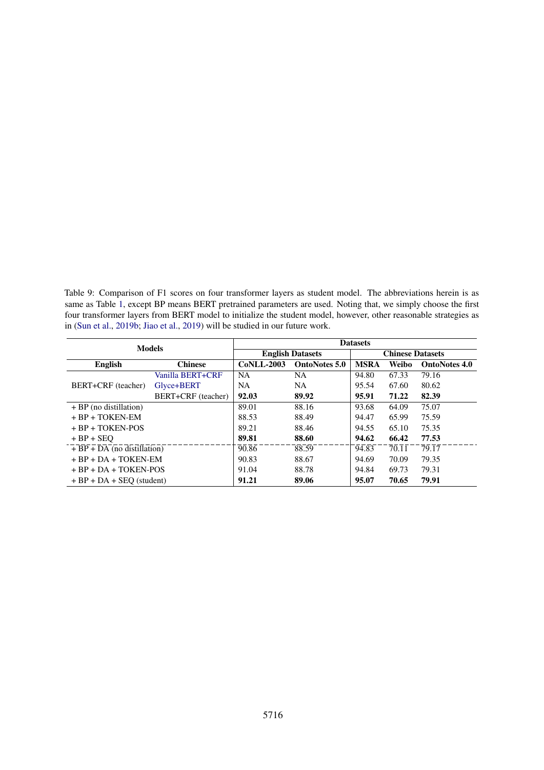Table 9: Comparison of F1 scores on four transformer layers as student model. The abbreviations herein is as same as Table 1, except BP means BERT pretrained parameters are used. Noting that, we simply choose the first four transformer layers from BERT model to initialize the student model, however, other reasonable strategies as in (Sun et al., 2019b; Jiao et al., 2019) will be studied in our future work.

| Models | | Datasets | | | | |
|---|---|---|---|---|---|---|
| | | English Datasets | | Chinese Datasets | | |
| English | Chinese | CoNLL-2003 | OntoNotes 5.0 | MSRA | Weibo | OntoNotes 4.0 |
| BERT+CRF (teacher) | Vanilla BERT+CRF | NA | NA | 94.80 | 67.33 | 79.16 |
| | Glyce+BERT | NA | NA | 95.54 | 67.60 | 80.62 |
| | BERT+CRF (teacher) | **92.03** | **89.92** | **95.91** | **71.22** | **82.39** |
| + BP (no distillation) | | 89.01 | 88.16 | 93.68 | 64.09 | 75.07 |
| + BP + TOKEN-EM | | 88.53 | 88.49 | 94.47 | 65.99 | 75.59 |
| + BP + TOKEN-POS | | 89.21 | 88.46 | 94.55 | 65.10 | 75.35 |
| + BP + SEQ | | **89.81** | **88.60** | **94.62** | **66.42** | **77.53** |
| + BP + DA (no distillation) | | 90.86 | 88.59 | 94.83 | 70.11 | 79.17 |
| + BP + DA + TOKEN-EM | | 90.83 | 88.67 | 94.69 | 70.09 | 79.35 |
| + BP + DA + TOKEN-POS | | 91.04 | 88.78 | 94.84 | 69.73 | 79.31 |
| + BP + DA + SEQ (student) | | **91.21** | **89.06** | **95.07** | **70.65** | **79.91** |